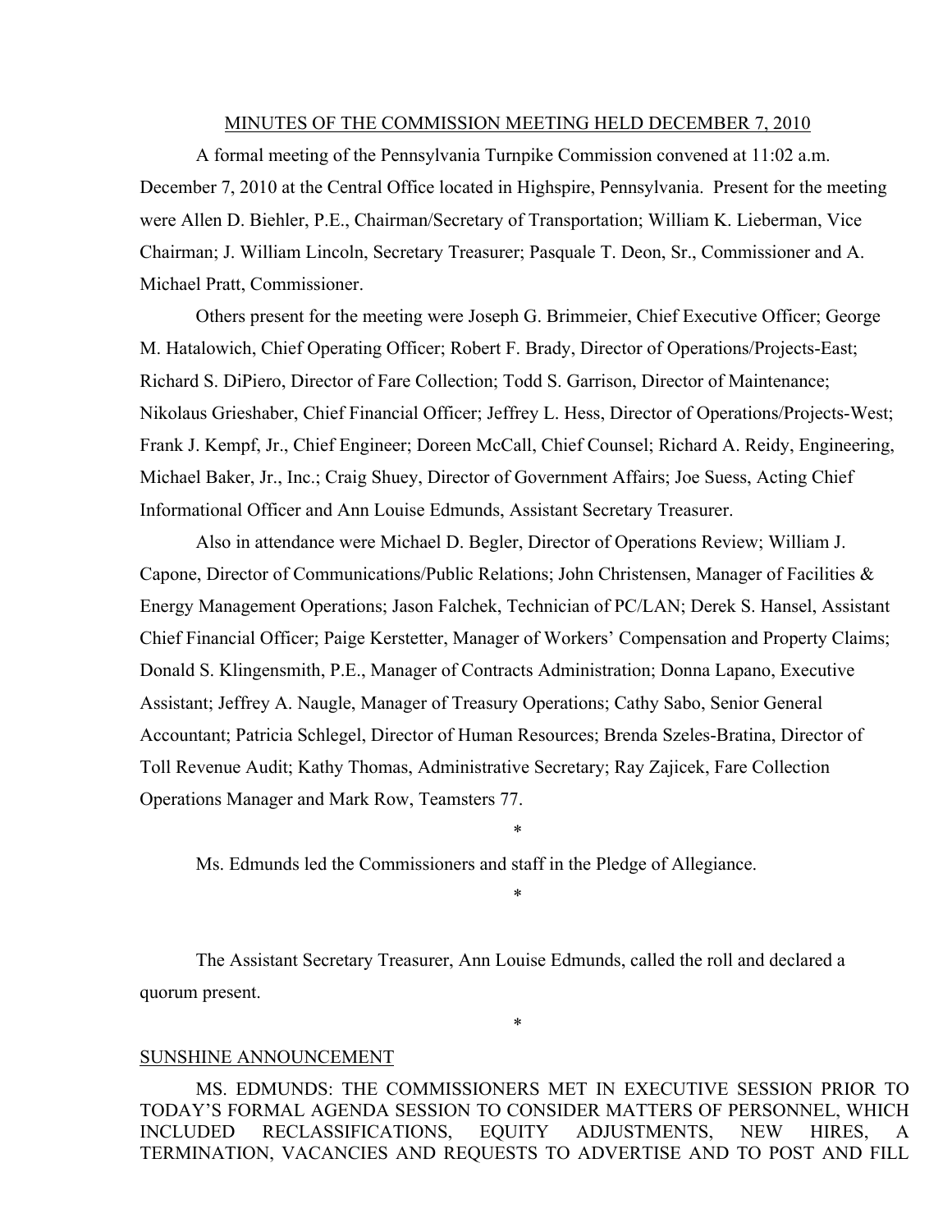MINUTES OF THE COMMISSION MEETING HELD DECEMBER 7, 2010

A formal meeting of the Pennsylvania Turnpike Commission convened at 11:02 a.m. December 7, 2010 at the Central Office located in Highspire, Pennsylvania. Present for the meeting were Allen D. Biehler, P.E., Chairman/Secretary of Transportation; William K. Lieberman, Vice Chairman; J. William Lincoln, Secretary Treasurer; Pasquale T. Deon, Sr., Commissioner and A. Michael Pratt, Commissioner.

Others present for the meeting were Joseph G. Brimmeier, Chief Executive Officer; George M. Hatalowich, Chief Operating Officer; Robert F. Brady, Director of Operations/Projects-East; Richard S. DiPiero, Director of Fare Collection; Todd S. Garrison, Director of Maintenance; Nikolaus Grieshaber, Chief Financial Officer; Jeffrey L. Hess, Director of Operations/Projects-West; Frank J. Kempf, Jr., Chief Engineer; Doreen McCall, Chief Counsel; Richard A. Reidy, Engineering, Michael Baker, Jr., Inc.; Craig Shuey, Director of Government Affairs; Joe Suess, Acting Chief Informational Officer and Ann Louise Edmunds, Assistant Secretary Treasurer.

Also in attendance were Michael D. Begler, Director of Operations Review; William J. Capone, Director of Communications/Public Relations; John Christensen, Manager of Facilities & Energy Management Operations; Jason Falchek, Technician of PC/LAN; Derek S. Hansel, Assistant Chief Financial Officer; Paige Kerstetter, Manager of Workers' Compensation and Property Claims; Donald S. Klingensmith, P.E., Manager of Contracts Administration; Donna Lapano, Executive Assistant; Jeffrey A. Naugle, Manager of Treasury Operations; Cathy Sabo, Senior General Accountant; Patricia Schlegel, Director of Human Resources; Brenda Szeles-Bratina, Director of Toll Revenue Audit; Kathy Thomas, Administrative Secretary; Ray Zajicek, Fare Collection Operations Manager and Mark Row, Teamsters 77.

\*

Ms. Edmunds led the Commissioners and staff in the Pledge of Allegiance.

\*

The Assistant Secretary Treasurer, Ann Louise Edmunds, called the roll and declared a quorum present.

\*

SUNSHINE ANNOUNCEMENT

MS. EDMUNDS: THE COMMISSIONERS MET IN EXECUTIVE SESSION PRIOR TO TODAY'S FORMAL AGENDA SESSION TO CONSIDER MATTERS OF PERSONNEL, WHICH INCLUDED RECLASSIFICATIONS, EQUITY ADJUSTMENTS, NEW HIRES, A TERMINATION, VACANCIES AND REQUESTS TO ADVERTISE AND TO POST AND FILL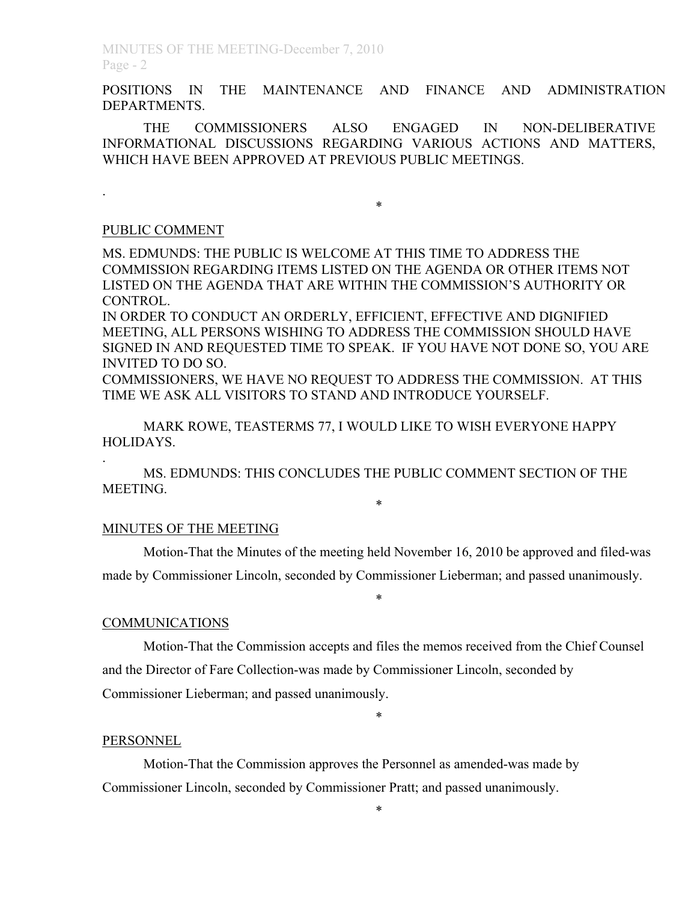POSITIONS IN THE MAINTENANCE AND FINANCE AND ADMINISTRATION DEPARTMENTS.

THE COMMISSIONERS ALSO ENGAGED IN NON-DELIBERATIVE INFORMATIONAL DISCUSSIONS REGARDING VARIOUS ACTIONS AND MATTERS, WHICH HAVE BEEN APPROVED AT PREVIOUS PUBLIC MEETINGS.

.

*

PUBLIC COMMENT

MS. EDMUNDS: THE PUBLIC IS WELCOME AT THIS TIME TO ADDRESS THE COMMISSION REGARDING ITEMS LISTED ON THE AGENDA OR OTHER ITEMS NOT LISTED ON THE AGENDA THAT ARE WITHIN THE COMMISSION'S AUTHORITY OR CONTROL.
IN ORDER TO CONDUCT AN ORDERLY, EFFICIENT, EFFECTIVE AND DIGNIFIED MEETING, ALL PERSONS WISHING TO ADDRESS THE COMMISSION SHOULD HAVE SIGNED IN AND REQUESTED TIME TO SPEAK. IF YOU HAVE NOT DONE SO, YOU ARE INVITED TO DO SO.
COMMISSIONERS, WE HAVE NO REQUEST TO ADDRESS THE COMMISSION. AT THIS TIME WE ASK ALL VISITORS TO STAND AND INTRODUCE YOURSELF.

MARK ROWE, TEASTERMS 77, I WOULD LIKE TO WISH EVERYONE HAPPY HOLIDAYS.

.

MS. EDMUNDS: THIS CONCLUDES THE PUBLIC COMMENT SECTION OF THE MEETING.

*

MINUTES OF THE MEETING

Motion-That the Minutes of the meeting held November 16, 2010 be approved and filed-was made by Commissioner Lincoln, seconded by Commissioner Lieberman; and passed unanimously.

*

COMMUNICATIONS

Motion-That the Commission accepts and files the memos received from the Chief Counsel and the Director of Fare Collection-was made by Commissioner Lincoln, seconded by Commissioner Lieberman; and passed unanimously.

*

PERSONNEL

Motion-That the Commission approves the Personnel as amended-was made by Commissioner Lincoln, seconded by Commissioner Pratt; and passed unanimously.

*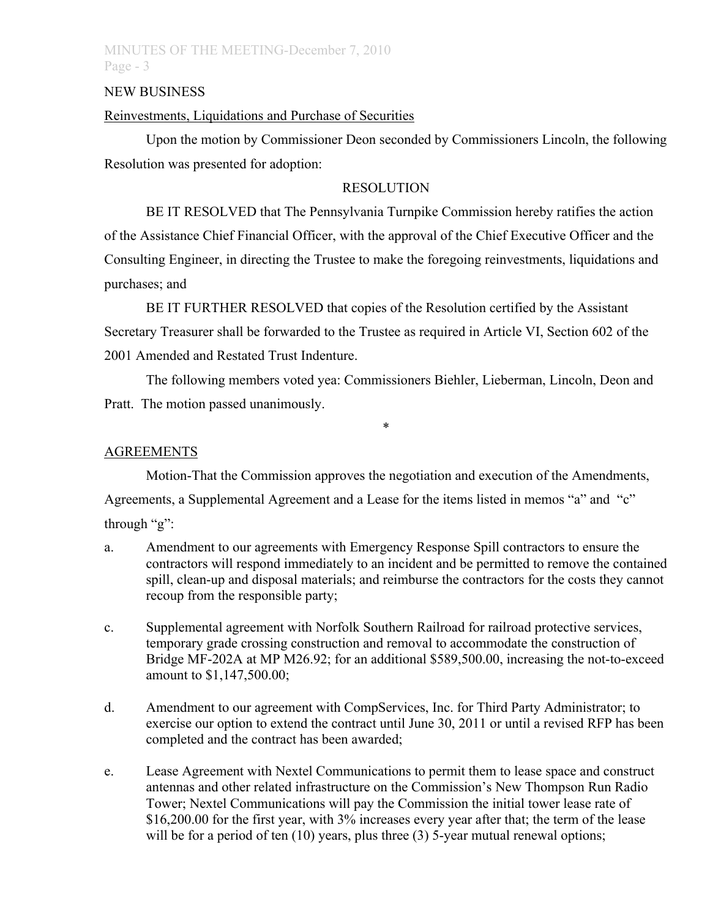NEW BUSINESS

<u>Reinvestments, Liquidations and Purchase of Securities</u>

Upon the motion by Commissioner Deon seconded by Commissioners Lincoln, the following Resolution was presented for adoption:

RESOLUTION

BE IT RESOLVED that The Pennsylvania Turnpike Commission hereby ratifies the action of the Assistance Chief Financial Officer, with the approval of the Chief Executive Officer and the Consulting Engineer, in directing the Trustee to make the foregoing reinvestments, liquidations and purchases; and

BE IT FURTHER RESOLVED that copies of the Resolution certified by the Assistant Secretary Treasurer shall be forwarded to the Trustee as required in Article VI, Section 602 of the 2001 Amended and Restated Trust Indenture.

The following members voted yea: Commissioners Biehler, Lieberman, Lincoln, Deon and Pratt. The motion passed unanimously.

*

<u>AGREEMENTS</u>

Motion-That the Commission approves the negotiation and execution of the Amendments, Agreements, a Supplemental Agreement and a Lease for the items listed in memos "a" and "c" through "g":

a. Amendment to our agreements with Emergency Response Spill contractors to ensure the contractors will respond immediately to an incident and be permitted to remove the contained spill, clean-up and disposal materials; and reimburse the contractors for the costs they cannot recoup from the responsible party;

c. Supplemental agreement with Norfolk Southern Railroad for railroad protective services, temporary grade crossing construction and removal to accommodate the construction of Bridge MF-202A at MP M26.92; for an additional $589,500.00, increasing the not-to-exceed amount to $1,147,500.00;

d. Amendment to our agreement with CompServices, Inc. for Third Party Administrator; to exercise our option to extend the contract until June 30, 2011 or until a revised RFP has been completed and the contract has been awarded;

e. Lease Agreement with Nextel Communications to permit them to lease space and construct antennas and other related infrastructure on the Commission's New Thompson Run Radio Tower; Nextel Communications will pay the Commission the initial tower lease rate of $16,200.00 for the first year, with 3% increases every year after that; the term of the lease will be for a period of ten (10) years, plus three (3) 5-year mutual renewal options;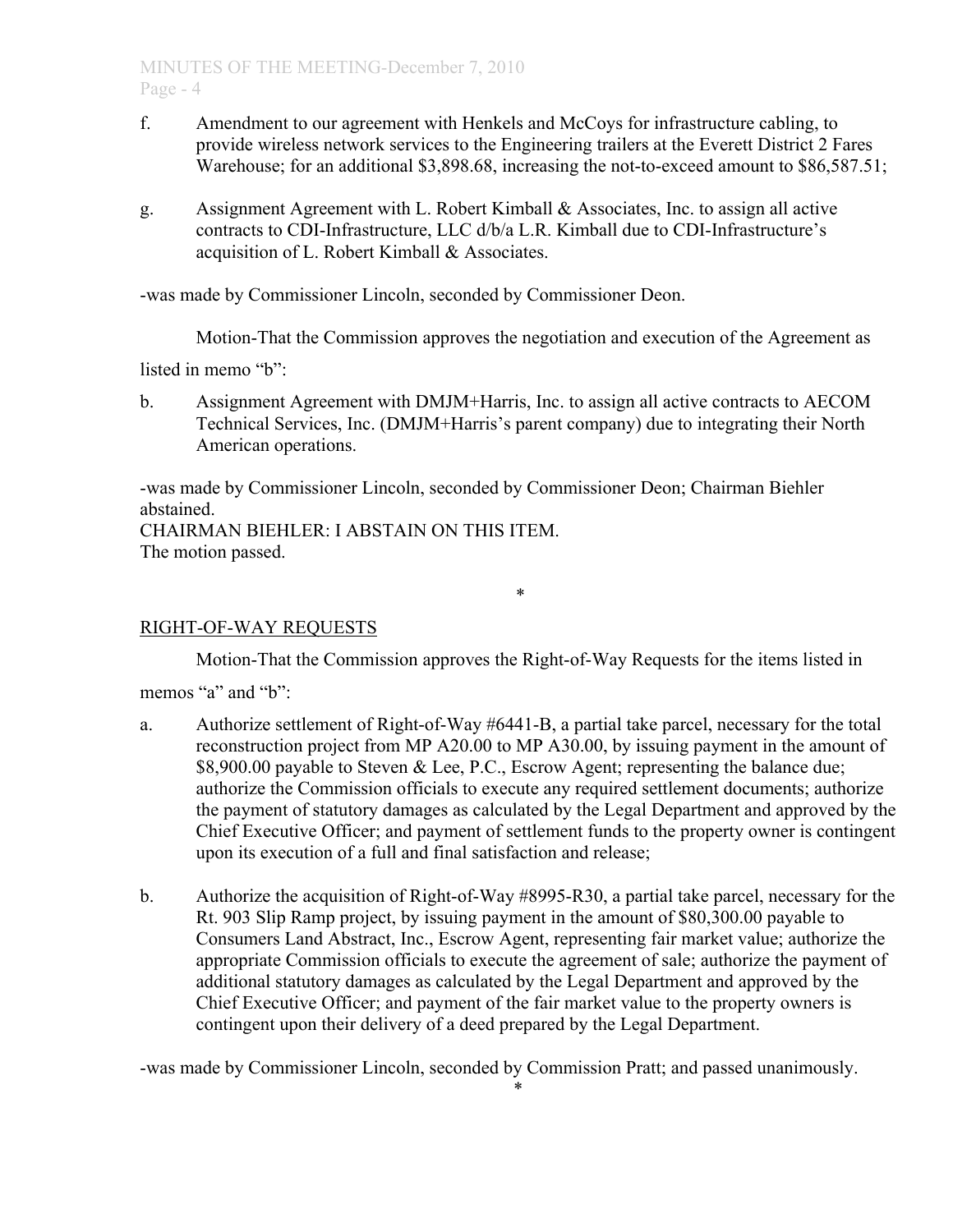f. Amendment to our agreement with Henkels and McCoys for infrastructure cabling, to provide wireless network services to the Engineering trailers at the Everett District 2 Fares Warehouse; for an additional $3,898.68, increasing the not-to-exceed amount to $86,587.51;

g. Assignment Agreement with L. Robert Kimball & Associates, Inc. to assign all active contracts to CDI-Infrastructure, LLC d/b/a L.R. Kimball due to CDI-Infrastructure's acquisition of L. Robert Kimball & Associates.

-was made by Commissioner Lincoln, seconded by Commissioner Deon.

Motion-That the Commission approves the negotiation and execution of the Agreement as listed in memo "b":

b. Assignment Agreement with DMJM+Harris, Inc. to assign all active contracts to AECOM Technical Services, Inc. (DMJM+Harris's parent company) due to integrating their North American operations.

-was made by Commissioner Lincoln, seconded by Commissioner Deon; Chairman Biehler abstained.
CHAIRMAN BIEHLER: I ABSTAIN ON THIS ITEM.
The motion passed.

*

RIGHT-OF-WAY REQUESTS

Motion-That the Commission approves the Right-of-Way Requests for the items listed in memos "a" and "b":

a. Authorize settlement of Right-of-Way #6441-B, a partial take parcel, necessary for the total reconstruction project from MP A20.00 to MP A30.00, by issuing payment in the amount of $8,900.00 payable to Steven & Lee, P.C., Escrow Agent; representing the balance due; authorize the Commission officials to execute any required settlement documents; authorize the payment of statutory damages as calculated by the Legal Department and approved by the Chief Executive Officer; and payment of settlement funds to the property owner is contingent upon its execution of a full and final satisfaction and release;

b. Authorize the acquisition of Right-of-Way #8995-R30, a partial take parcel, necessary for the Rt. 903 Slip Ramp project, by issuing payment in the amount of $80,300.00 payable to Consumers Land Abstract, Inc., Escrow Agent, representing fair market value; authorize the appropriate Commission officials to execute the agreement of sale; authorize the payment of additional statutory damages as calculated by the Legal Department and approved by the Chief Executive Officer; and payment of the fair market value to the property owners is contingent upon their delivery of a deed prepared by the Legal Department.

-was made by Commissioner Lincoln, seconded by Commission Pratt; and passed unanimously.

*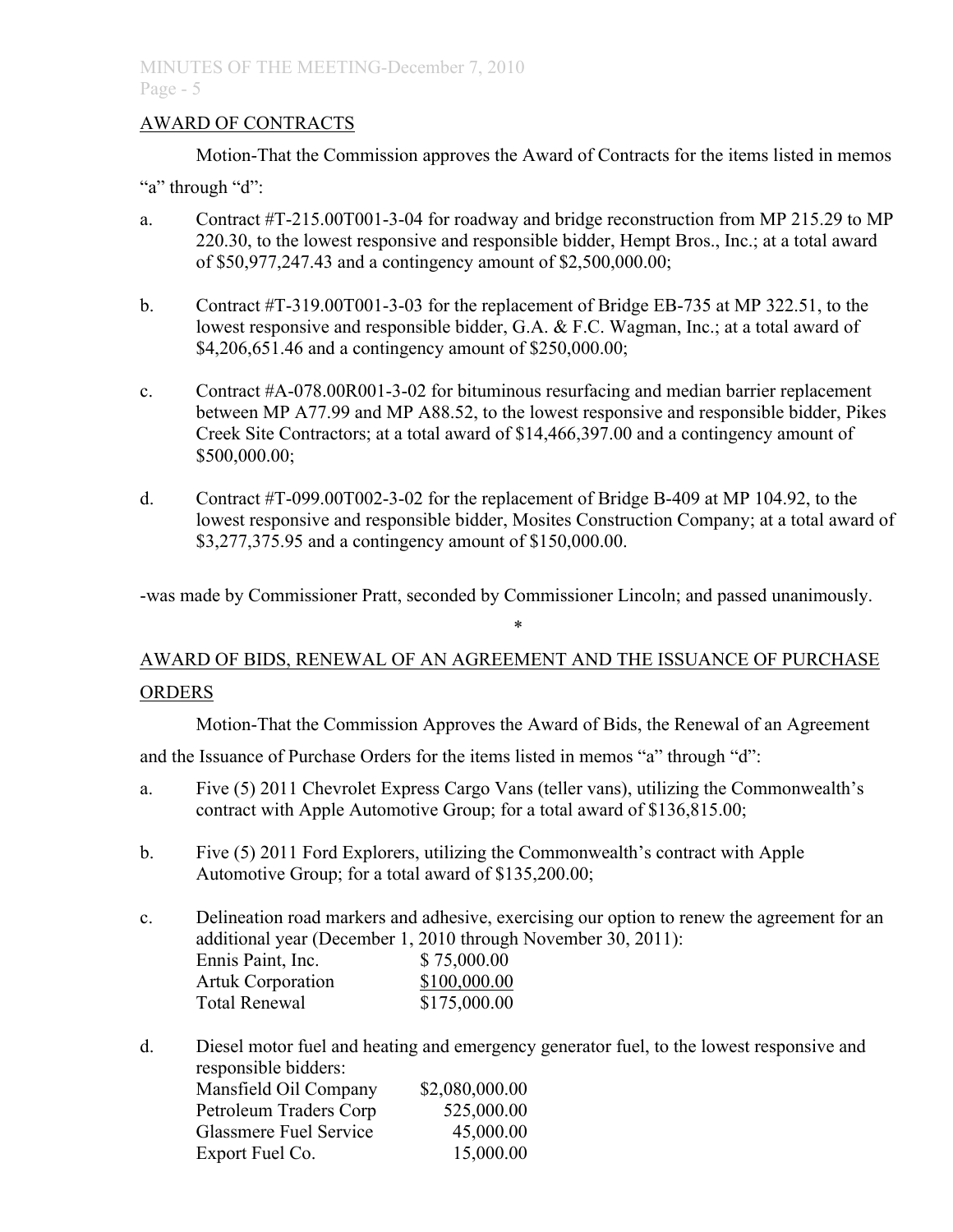## AWARD OF CONTRACTS

Motion-That the Commission approves the Award of Contracts for the items listed in memos "a" through "d":

a. Contract #T-215.00T001-3-04 for roadway and bridge reconstruction from MP 215.29 to MP 220.30, to the lowest responsive and responsible bidder, Hempt Bros., Inc.; at a total award of $50,977,247.43 and a contingency amount of $2,500,000.00;

b. Contract #T-319.00T001-3-03 for the replacement of Bridge EB-735 at MP 322.51, to the lowest responsive and responsible bidder, G.A. & F.C. Wagman, Inc.; at a total award of $4,206,651.46 and a contingency amount of $250,000.00;

c. Contract #A-078.00R001-3-02 for bituminous resurfacing and median barrier replacement between MP A77.99 and MP A88.52, to the lowest responsive and responsible bidder, Pikes Creek Site Contractors; at a total award of $14,466,397.00 and a contingency amount of $500,000.00;

d. Contract #T-099.00T002-3-02 for the replacement of Bridge B-409 at MP 104.92, to the lowest responsive and responsible bidder, Mosites Construction Company; at a total award of $3,277,375.95 and a contingency amount of $150,000.00.

-was made by Commissioner Pratt, seconded by Commissioner Lincoln; and passed unanimously.

*

## AWARD OF BIDS, RENEWAL OF AN AGREEMENT AND THE ISSUANCE OF PURCHASE ORDERS

Motion-That the Commission Approves the Award of Bids, the Renewal of an Agreement and the Issuance of Purchase Orders for the items listed in memos "a" through "d":

a. Five (5) 2011 Chevrolet Express Cargo Vans (teller vans), utilizing the Commonwealth's contract with Apple Automotive Group; for a total award of $136,815.00;

b. Five (5) 2011 Ford Explorers, utilizing the Commonwealth's contract with Apple Automotive Group; for a total award of $135,200.00;

c. Delineation road markers and adhesive, exercising our option to renew the agreement for an additional year (December 1, 2010 through November 30, 2011):

| | |
|---|---|
| Ennis Paint, Inc. | $ 75,000.00 |
| Artuk Corporation | $100,000.00 |
| Total Renewal | $175,000.00 |

d. Diesel motor fuel and heating and emergency generator fuel, to the lowest responsive and responsible bidders:

| | |
|---|---|
| Mansfield Oil Company | $2,080,000.00 |
| Petroleum Traders Corp | 525,000.00 |
| Glassmere Fuel Service | 45,000.00 |
| Export Fuel Co. | 15,000.00 |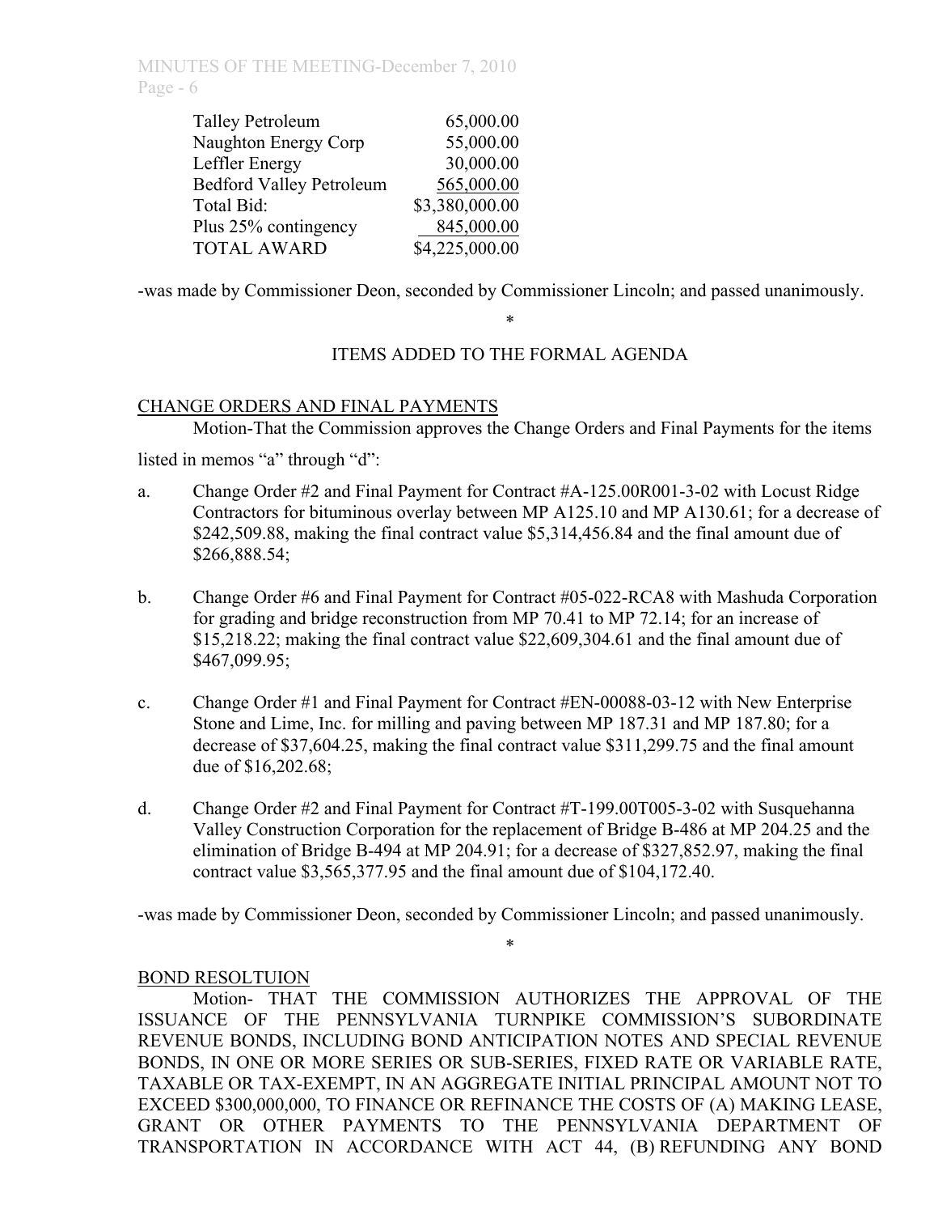| | |
|---|---|
| Talley Petroleum | 65,000.00 |
| Naughton Energy Corp | 55,000.00 |
| Leffler Energy | 30,000.00 |
| Bedford Valley Petroleum | 565,000.00 |
| Total Bid: | $3,380,000.00 |
| Plus 25% contingency | 845,000.00 |
| TOTAL AWARD | $4,225,000.00 |

-was made by Commissioner Deon, seconded by Commissioner Lincoln; and passed unanimously.

\*

ITEMS ADDED TO THE FORMAL AGENDA

CHANGE ORDERS AND FINAL PAYMENTS

Motion-That the Commission approves the Change Orders and Final Payments for the items listed in memos "a" through "d":

a. Change Order #2 and Final Payment for Contract #A-125.00R001-3-02 with Locust Ridge Contractors for bituminous overlay between MP A125.10 and MP A130.61; for a decrease of $242,509.88, making the final contract value $5,314,456.84 and the final amount due of $266,888.54;

b. Change Order #6 and Final Payment for Contract #05-022-RCA8 with Mashuda Corporation for grading and bridge reconstruction from MP 70.41 to MP 72.14; for an increase of $15,218.22; making the final contract value $22,609,304.61 and the final amount due of $467,099.95;

c. Change Order #1 and Final Payment for Contract #EN-00088-03-12 with New Enterprise Stone and Lime, Inc. for milling and paving between MP 187.31 and MP 187.80; for a decrease of $37,604.25, making the final contract value $311,299.75 and the final amount due of $16,202.68;

d. Change Order #2 and Final Payment for Contract #T-199.00T005-3-02 with Susquehanna Valley Construction Corporation for the replacement of Bridge B-486 at MP 204.25 and the elimination of Bridge B-494 at MP 204.91; for a decrease of $327,852.97, making the final contract value $3,565,377.95 and the final amount due of $104,172.40.

-was made by Commissioner Deon, seconded by Commissioner Lincoln; and passed unanimously.

\*

BOND RESOLTUION

Motion- THAT THE COMMISSION AUTHORIZES THE APPROVAL OF THE ISSUANCE OF THE PENNSYLVANIA TURNPIKE COMMISSION'S SUBORDINATE REVENUE BONDS, INCLUDING BOND ANTICIPATION NOTES AND SPECIAL REVENUE BONDS, IN ONE OR MORE SERIES OR SUB-SERIES, FIXED RATE OR VARIABLE RATE, TAXABLE OR TAX-EXEMPT, IN AN AGGREGATE INITIAL PRINCIPAL AMOUNT NOT TO EXCEED $300,000,000, TO FINANCE OR REFINANCE THE COSTS OF (A) MAKING LEASE, GRANT OR OTHER PAYMENTS TO THE PENNSYLVANIA DEPARTMENT OF TRANSPORTATION IN ACCORDANCE WITH ACT 44, (B) REFUNDING ANY BOND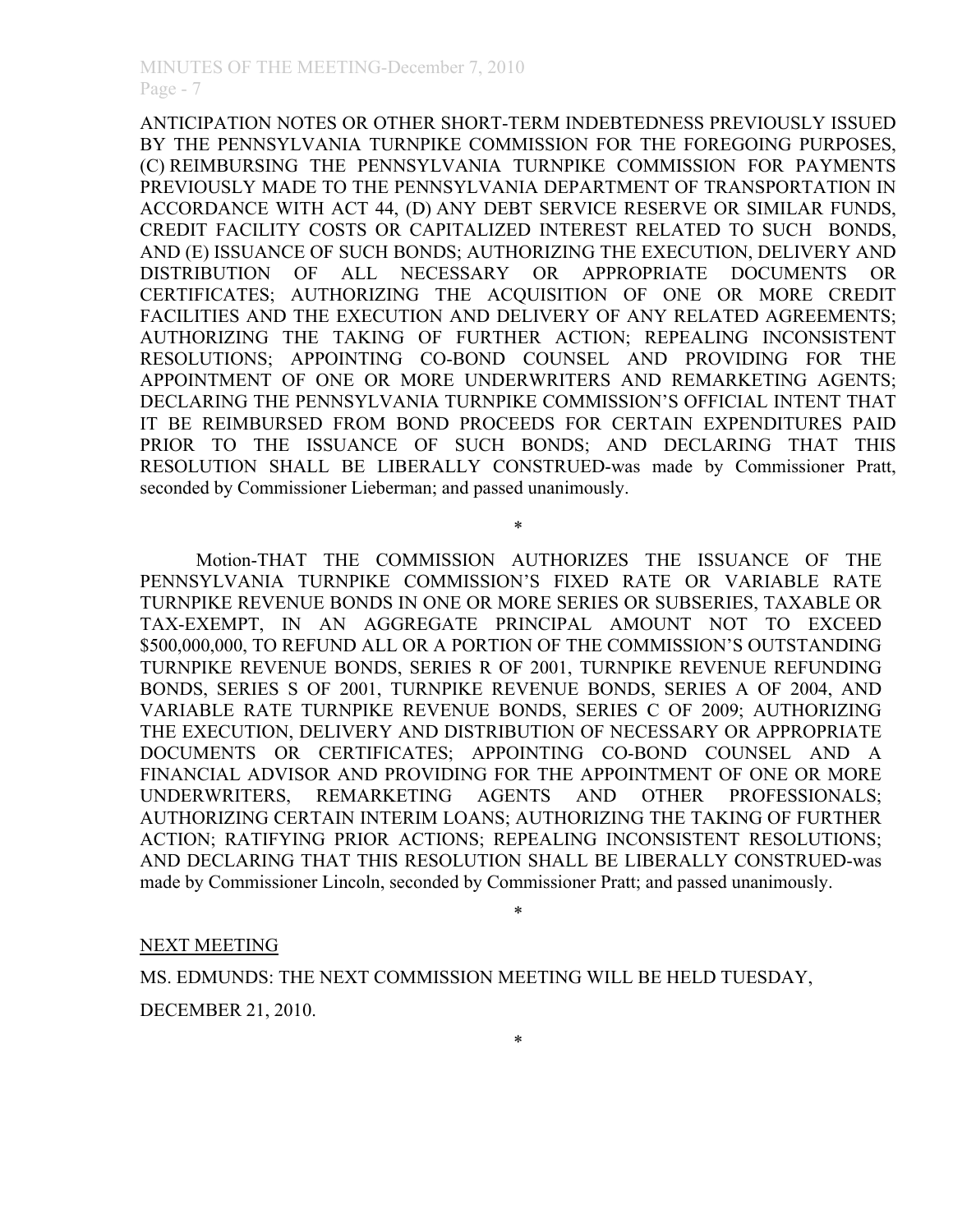ANTICIPATION NOTES OR OTHER SHORT-TERM INDEBTEDNESS PREVIOUSLY ISSUED BY THE PENNSYLVANIA TURNPIKE COMMISSION FOR THE FOREGOING PURPOSES, (C) REIMBURSING THE PENNSYLVANIA TURNPIKE COMMISSION FOR PAYMENTS PREVIOUSLY MADE TO THE PENNSYLVANIA DEPARTMENT OF TRANSPORTATION IN ACCORDANCE WITH ACT 44, (D) ANY DEBT SERVICE RESERVE OR SIMILAR FUNDS, CREDIT FACILITY COSTS OR CAPITALIZED INTEREST RELATED TO SUCH BONDS, AND (E) ISSUANCE OF SUCH BONDS; AUTHORIZING THE EXECUTION, DELIVERY AND DISTRIBUTION OF ALL NECESSARY OR APPROPRIATE DOCUMENTS OR CERTIFICATES; AUTHORIZING THE ACQUISITION OF ONE OR MORE CREDIT FACILITIES AND THE EXECUTION AND DELIVERY OF ANY RELATED AGREEMENTS; AUTHORIZING THE TAKING OF FURTHER ACTION; REPEALING INCONSISTENT RESOLUTIONS; APPOINTING CO-BOND COUNSEL AND PROVIDING FOR THE APPOINTMENT OF ONE OR MORE UNDERWRITERS AND REMARKETING AGENTS; DECLARING THE PENNSYLVANIA TURNPIKE COMMISSION'S OFFICIAL INTENT THAT IT BE REIMBURSED FROM BOND PROCEEDS FOR CERTAIN EXPENDITURES PAID PRIOR TO THE ISSUANCE OF SUCH BONDS; AND DECLARING THAT THIS RESOLUTION SHALL BE LIBERALLY CONSTRUED-was made by Commissioner Pratt, seconded by Commissioner Lieberman; and passed unanimously.

*

Motion-THAT THE COMMISSION AUTHORIZES THE ISSUANCE OF THE PENNSYLVANIA TURNPIKE COMMISSION'S FIXED RATE OR VARIABLE RATE TURNPIKE REVENUE BONDS IN ONE OR MORE SERIES OR SUBSERIES, TAXABLE OR TAX-EXEMPT, IN AN AGGREGATE PRINCIPAL AMOUNT NOT TO EXCEED \$500,000,000, TO REFUND ALL OR A PORTION OF THE COMMISSION'S OUTSTANDING TURNPIKE REVENUE BONDS, SERIES R OF 2001, TURNPIKE REVENUE REFUNDING BONDS, SERIES S OF 2001, TURNPIKE REVENUE BONDS, SERIES A OF 2004, AND VARIABLE RATE TURNPIKE REVENUE BONDS, SERIES C OF 2009; AUTHORIZING THE EXECUTION, DELIVERY AND DISTRIBUTION OF NECESSARY OR APPROPRIATE DOCUMENTS OR CERTIFICATES; APPOINTING CO-BOND COUNSEL AND A FINANCIAL ADVISOR AND PROVIDING FOR THE APPOINTMENT OF ONE OR MORE UNDERWRITERS, REMARKETING AGENTS AND OTHER PROFESSIONALS; AUTHORIZING CERTAIN INTERIM LOANS; AUTHORIZING THE TAKING OF FURTHER ACTION; RATIFYING PRIOR ACTIONS; REPEALING INCONSISTENT RESOLUTIONS; AND DECLARING THAT THIS RESOLUTION SHALL BE LIBERALLY CONSTRUED-was made by Commissioner Lincoln, seconded by Commissioner Pratt; and passed unanimously.

*

NEXT MEETING

MS. EDMUNDS: THE NEXT COMMISSION MEETING WILL BE HELD TUESDAY, DECEMBER 21, 2010.

*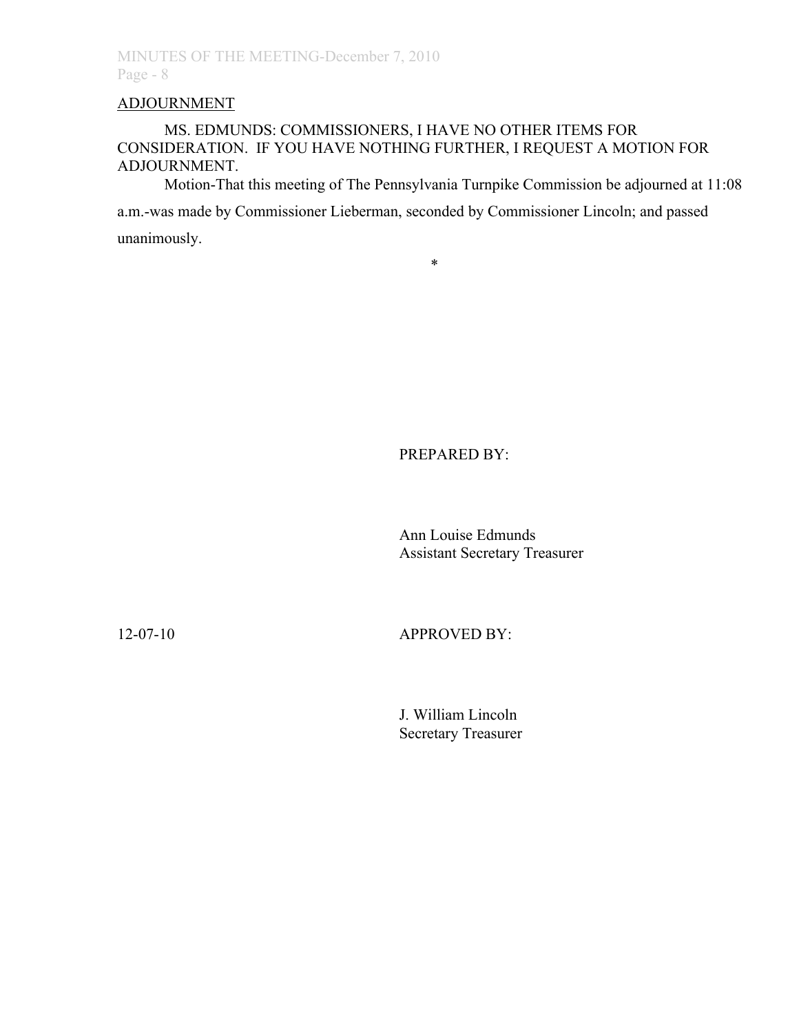<u>ADJOURNMENT</u>

MS. EDMUNDS: COMMISSIONERS, I HAVE NO OTHER ITEMS FOR CONSIDERATION. IF YOU HAVE NOTHING FURTHER, I REQUEST A MOTION FOR ADJOURNMENT.

Motion-That this meeting of The Pennsylvania Turnpike Commission be adjourned at 11:08 a.m.-was made by Commissioner Lieberman, seconded by Commissioner Lincoln; and passed unanimously.

*

PREPARED BY:

Ann Louise Edmunds
Assistant Secretary Treasurer

12-07-10

APPROVED BY:

J. William Lincoln
Secretary Treasurer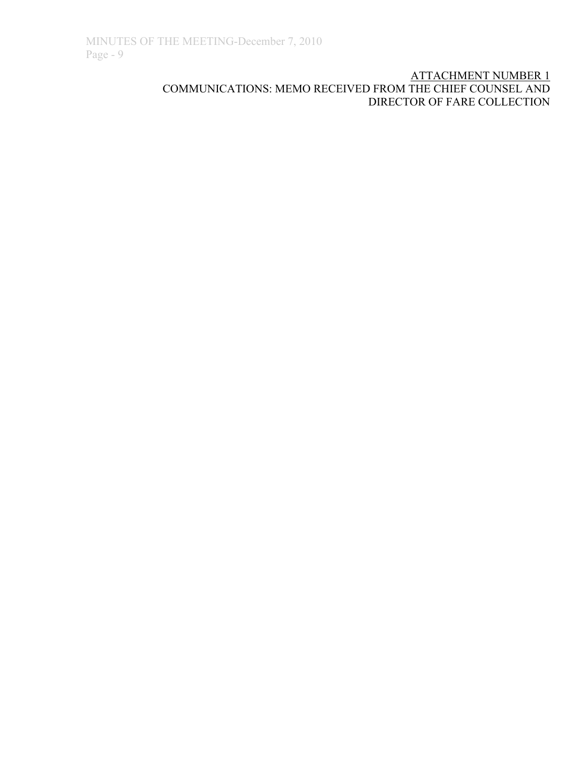<u>ATTACHMENT NUMBER 1</u>

COMMUNICATIONS: MEMO RECEIVED FROM THE CHIEF COUNSEL AND DIRECTOR OF FARE COLLECTION